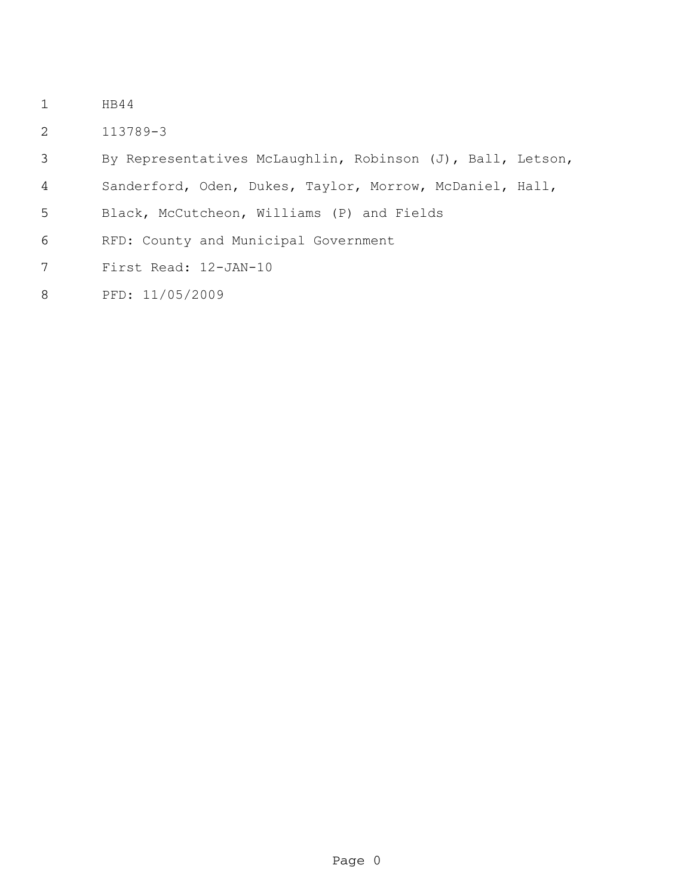HB44

113789-3

By Representatives McLaughlin, Robinson (J), Ball, Letson, Sanderford, Oden, Dukes, Taylor, Morrow, McDaniel, Hall, Black, McCutcheon, Williams (P) and Fields

RFD: County and Municipal Government

First Read: 12-JAN-10

PFD: 11/05/2009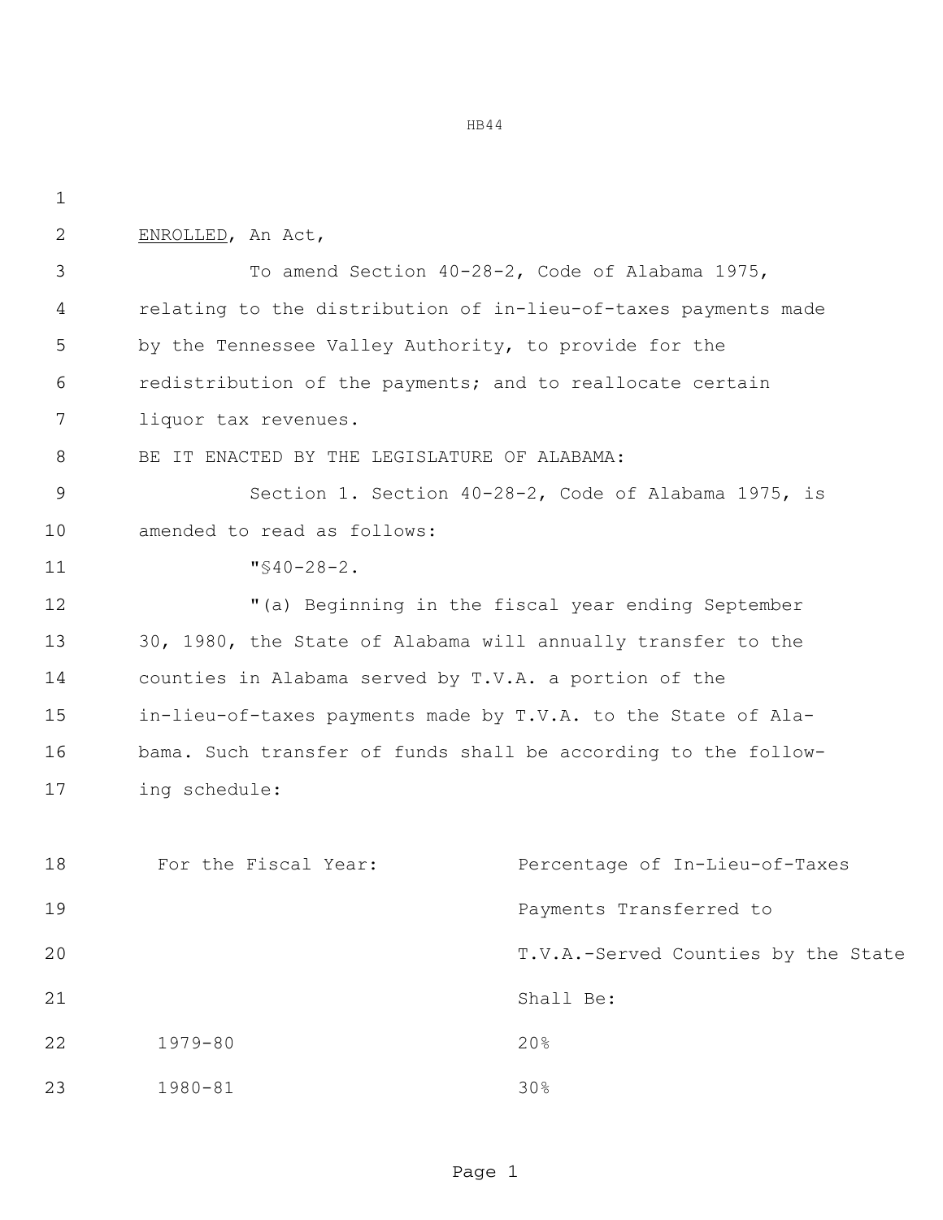ENROLLED, An Act,

To amend Section 40-28-2, Code of Alabama 1975, relating to the distribution of in-lieu-of-taxes payments made by the Tennessee Valley Authority, to provide for the redistribution of the payments; and to reallocate certain liquor tax revenues.

BE IT ENACTED BY THE LEGISLATURE OF ALABAMA:

Section 1. Section 40-28-2, Code of Alabama 1975, is amended to read as follows:

"§40-28-2.

"(a) Beginning in the fiscal year ending September 30, 1980, the State of Alabama will annually transfer to the counties in Alabama served by T.V.A. a portion of the in-lieu-of-taxes payments made by T.V.A. to the State of Alabama. Such transfer of funds shall be according to the following schedule:

| For the Fiscal Year: | Percentage of In-Lieu-of-Taxes Payments Transferred to T.V.A.-Served Counties by the State Shall Be: |
|---|---|
| 1979-80 | 20% |
| 1980-81 | 30% |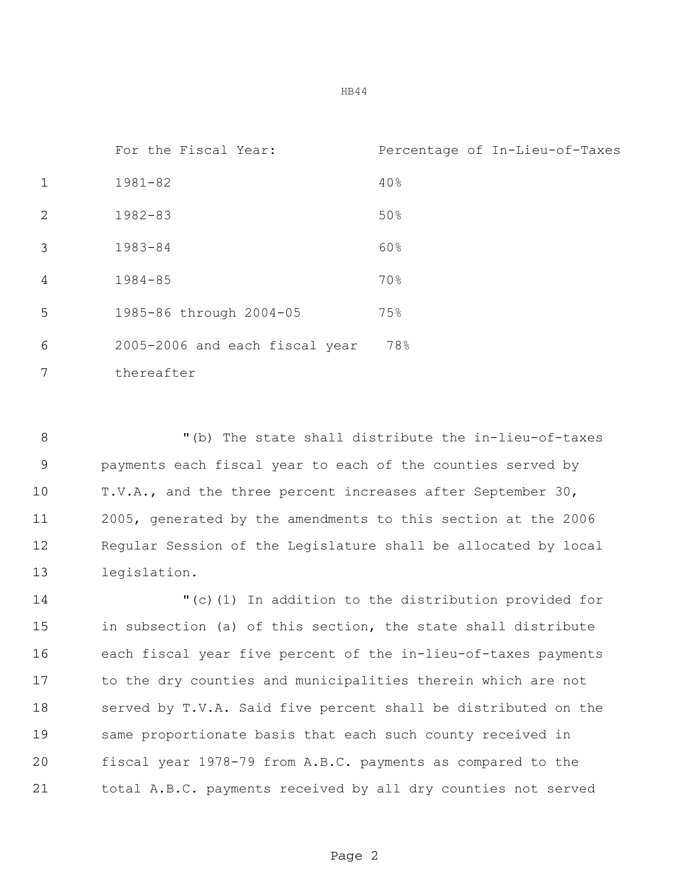| For the Fiscal Year: | Percentage of In-Lieu-of-Taxes |
|---|---|
| 1981-82 | 40% |
| 1982-83 | 50% |
| 1983-84 | 60% |
| 1984-85 | 70% |
| 1985-86 through 2004-05 | 75% |
| 2005-2006 and each fiscal year thereafter | 78% |

"(b) The state shall distribute the in-lieu-of-taxes payments each fiscal year to each of the counties served by T.V.A., and the three percent increases after September 30, 2005, generated by the amendments to this section at the 2006 Regular Session of the Legislature shall be allocated by local legislation.

"(c)(1) In addition to the distribution provided for in subsection (a) of this section, the state shall distribute each fiscal year five percent of the in-lieu-of-taxes payments to the dry counties and municipalities therein which are not served by T.V.A. Said five percent shall be distributed on the same proportionate basis that each such county received in fiscal year 1978-79 from A.B.C. payments as compared to the total A.B.C. payments received by all dry counties not served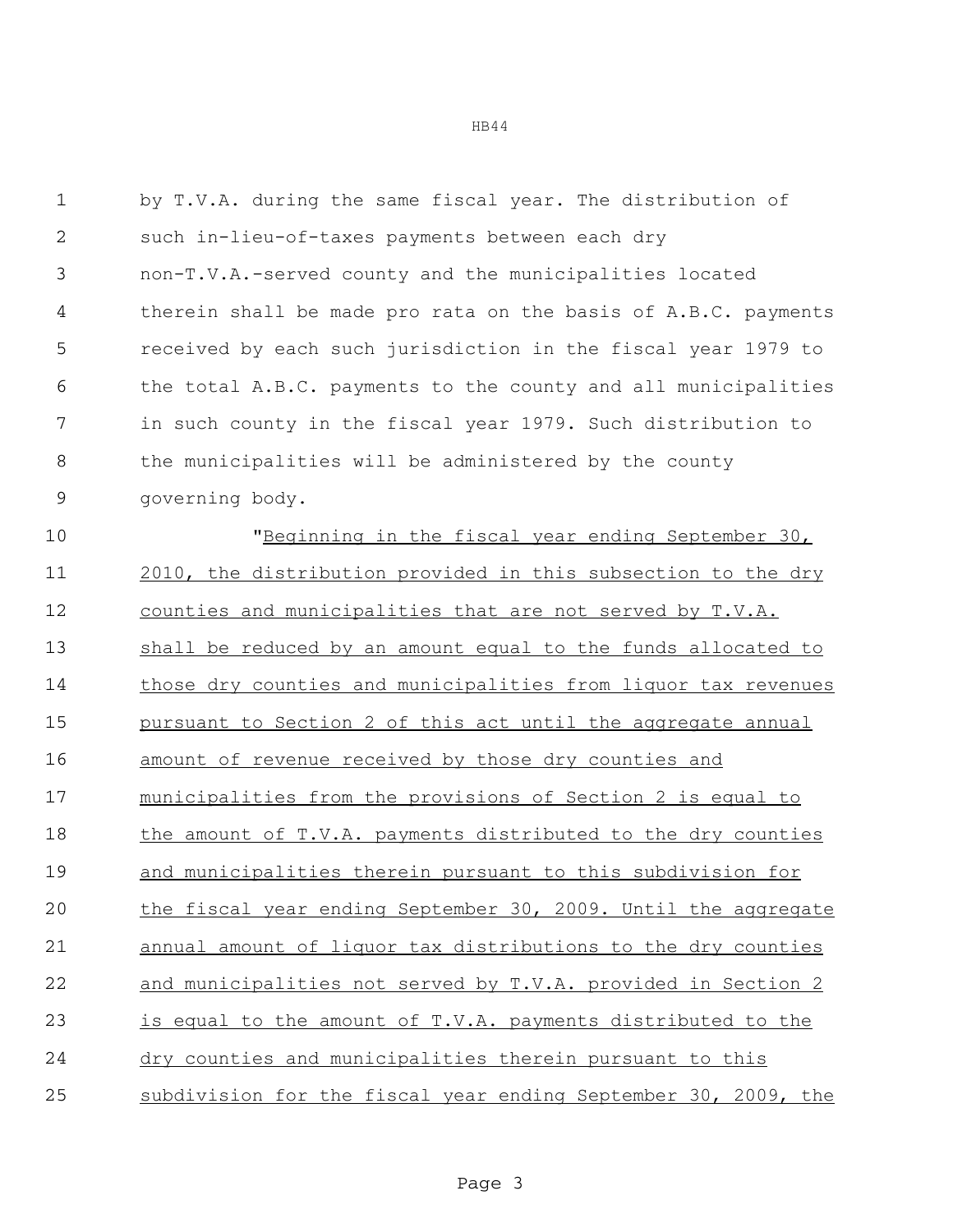by T.V.A. during the same fiscal year. The distribution of such in-lieu-of-taxes payments between each dry non-T.V.A.-served county and the municipalities located therein shall be made pro rata on the basis of A.B.C. payments received by each such jurisdiction in the fiscal year 1979 to the total A.B.C. payments to the county and all municipalities in such county in the fiscal year 1979. Such distribution to the municipalities will be administered by the county governing body.

"<u>Beginning in the fiscal year ending September 30, 2010, the distribution provided in this subsection to the dry counties and municipalities that are not served by T.V.A. shall be reduced by an amount equal to the funds allocated to those dry counties and municipalities from liquor tax revenues pursuant to Section 2 of this act until the aggregate annual amount of revenue received by those dry counties and municipalities from the provisions of Section 2 is equal to the amount of T.V.A. payments distributed to the dry counties and municipalities therein pursuant to this subdivision for the fiscal year ending September 30, 2009. Until the aggregate annual amount of liquor tax distributions to the dry counties and municipalities not served by T.V.A. provided in Section 2 is equal to the amount of T.V.A. payments distributed to the dry counties and municipalities therein pursuant to this subdivision for the fiscal year ending September 30, 2009, the</u>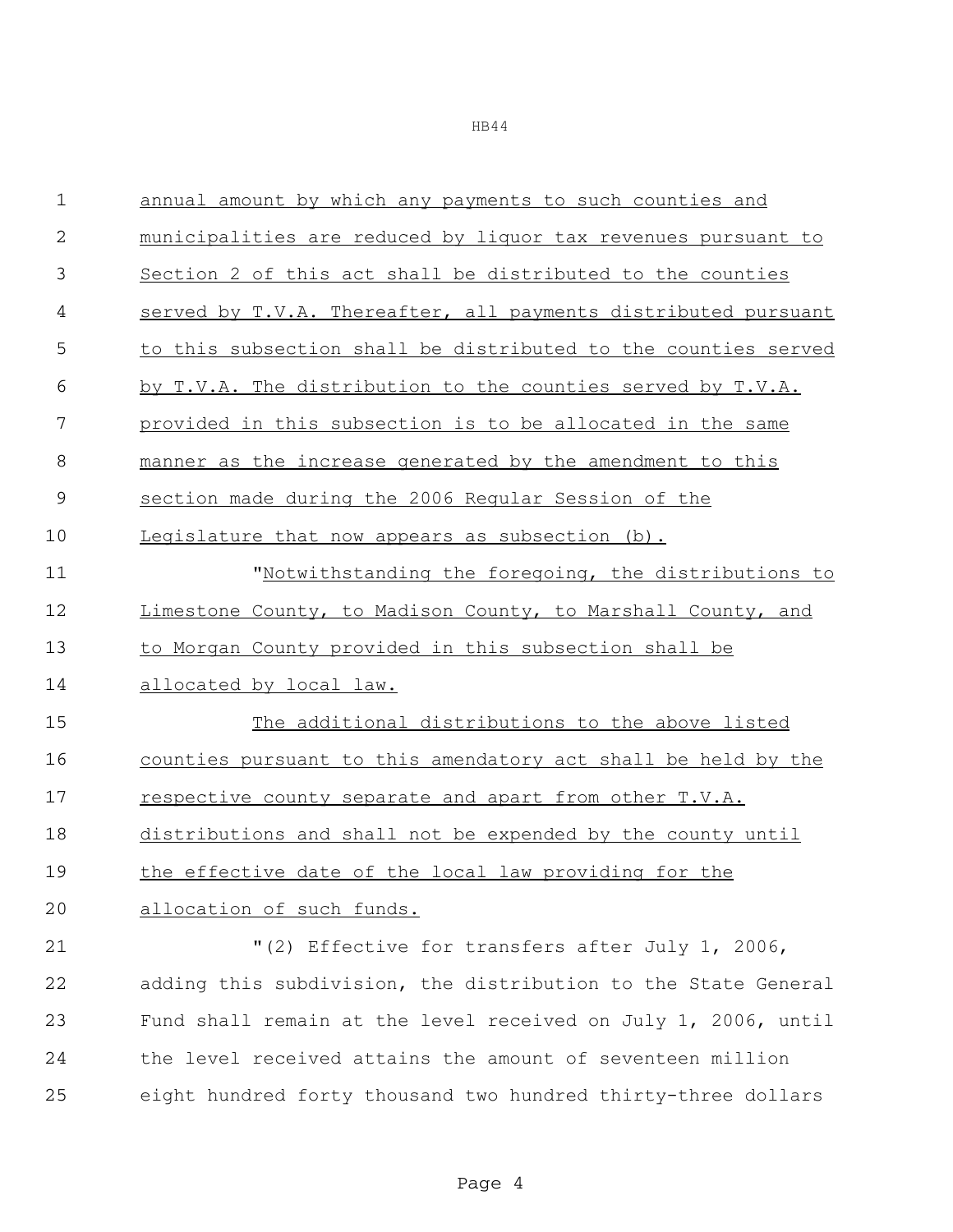annual amount by which any payments to such counties and municipalities are reduced by liquor tax revenues pursuant to Section 2 of this act shall be distributed to the counties served by T.V.A. Thereafter, all payments distributed pursuant to this subsection shall be distributed to the counties served by T.V.A. The distribution to the counties served by T.V.A. provided in this subsection is to be allocated in the same manner as the increase generated by the amendment to this section made during the 2006 Regular Session of the Legislature that now appears as subsection (b).

"Notwithstanding the foregoing, the distributions to Limestone County, to Madison County, to Marshall County, and to Morgan County provided in this subsection shall be allocated by local law.

The additional distributions to the above listed counties pursuant to this amendatory act shall be held by the respective county separate and apart from other T.V.A. distributions and shall not be expended by the county until the effective date of the local law providing for the allocation of such funds.

"(2) Effective for transfers after July 1, 2006, adding this subdivision, the distribution to the State General Fund shall remain at the level received on July 1, 2006, until the level received attains the amount of seventeen million eight hundred forty thousand two hundred thirty-three dollars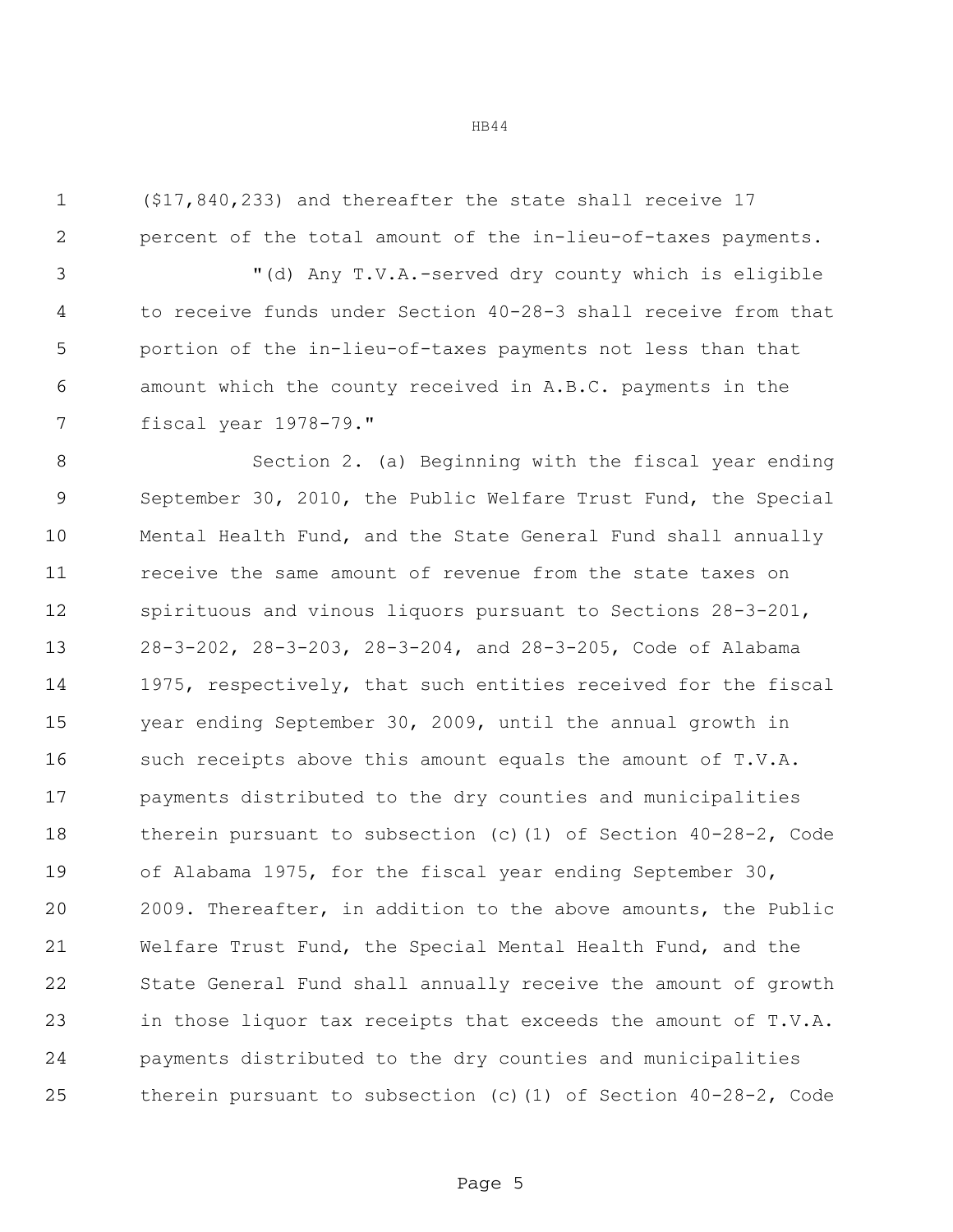($17,840,233) and thereafter the state shall receive 17 percent of the total amount of the in-lieu-of-taxes payments.

"(d) Any T.V.A.-served dry county which is eligible to receive funds under Section 40-28-3 shall receive from that portion of the in-lieu-of-taxes payments not less than that amount which the county received in A.B.C. payments in the fiscal year 1978-79."

Section 2. (a) Beginning with the fiscal year ending September 30, 2010, the Public Welfare Trust Fund, the Special Mental Health Fund, and the State General Fund shall annually receive the same amount of revenue from the state taxes on spirituous and vinous liquors pursuant to Sections 28-3-201, 28-3-202, 28-3-203, 28-3-204, and 28-3-205, Code of Alabama 1975, respectively, that such entities received for the fiscal year ending September 30, 2009, until the annual growth in such receipts above this amount equals the amount of T.V.A. payments distributed to the dry counties and municipalities therein pursuant to subsection (c)(1) of Section 40-28-2, Code of Alabama 1975, for the fiscal year ending September 30, 2009. Thereafter, in addition to the above amounts, the Public Welfare Trust Fund, the Special Mental Health Fund, and the State General Fund shall annually receive the amount of growth in those liquor tax receipts that exceeds the amount of T.V.A. payments distributed to the dry counties and municipalities therein pursuant to subsection (c)(1) of Section 40-28-2, Code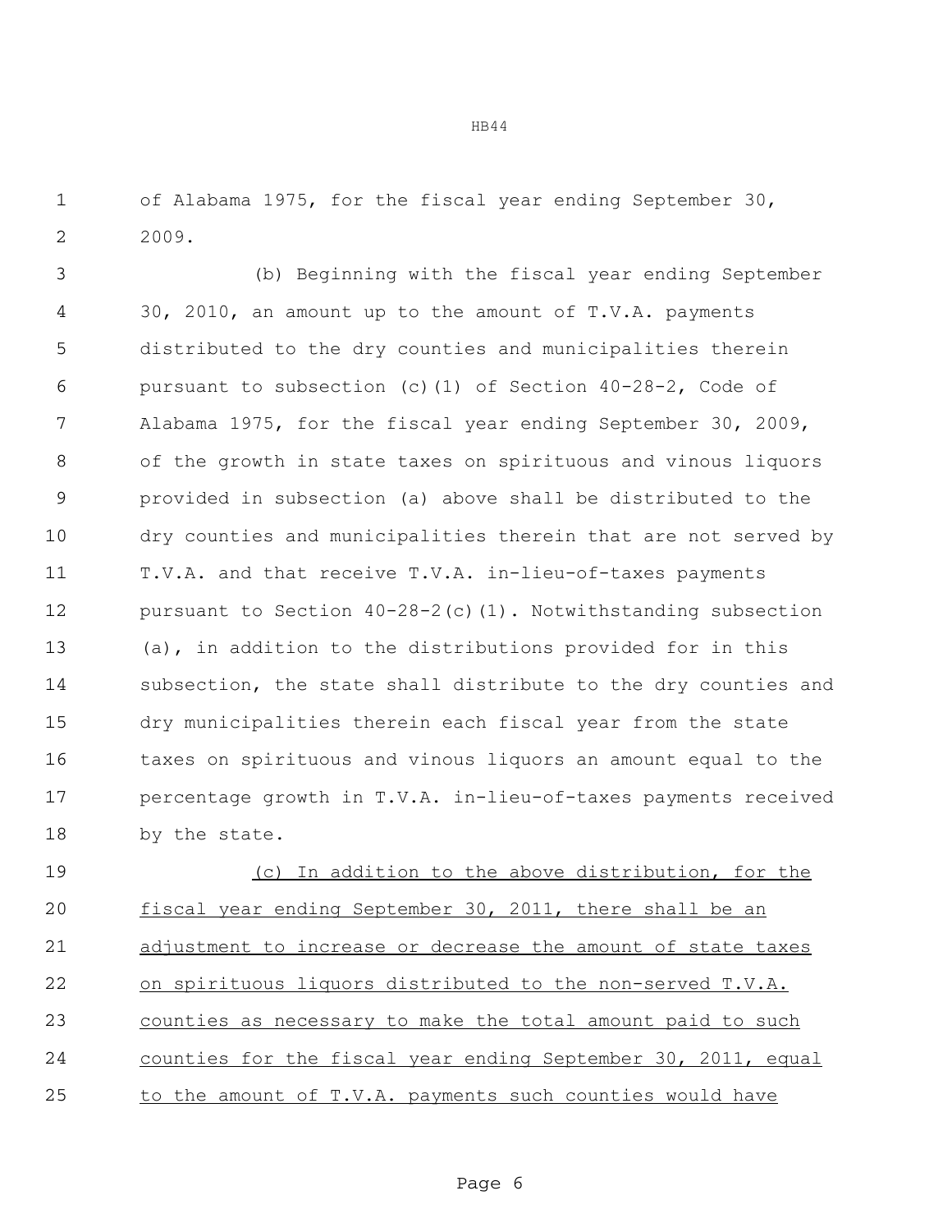of Alabama 1975, for the fiscal year ending September 30, 2009.

(b) Beginning with the fiscal year ending September 30, 2010, an amount up to the amount of T.V.A. payments distributed to the dry counties and municipalities therein pursuant to subsection (c)(1) of Section 40-28-2, Code of Alabama 1975, for the fiscal year ending September 30, 2009, of the growth in state taxes on spirituous and vinous liquors provided in subsection (a) above shall be distributed to the dry counties and municipalities therein that are not served by T.V.A. and that receive T.V.A. in-lieu-of-taxes payments pursuant to Section 40-28-2(c)(1). Notwithstanding subsection (a), in addition to the distributions provided for in this subsection, the state shall distribute to the dry counties and dry municipalities therein each fiscal year from the state taxes on spirituous and vinous liquors an amount equal to the percentage growth in T.V.A. in-lieu-of-taxes payments received by the state.

<u>(c) In addition to the above distribution, for the fiscal year ending September 30, 2011, there shall be an adjustment to increase or decrease the amount of state taxes on spirituous liquors distributed to the non-served T.V.A. counties as necessary to make the total amount paid to such counties for the fiscal year ending September 30, 2011, equal to the amount of T.V.A. payments such counties would have</u>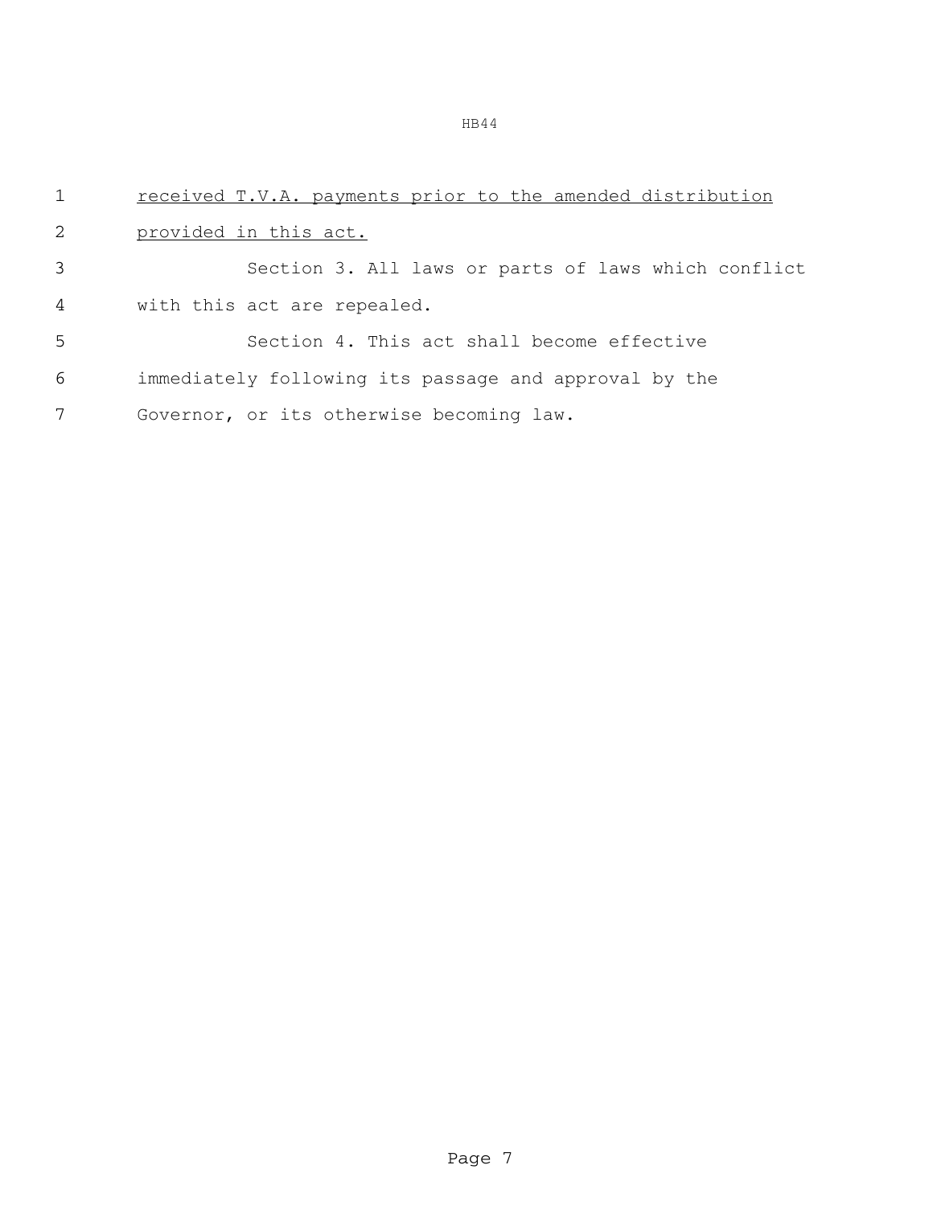received T.V.A. payments prior to the amended distribution provided in this act.

Section 3. All laws or parts of laws which conflict with this act are repealed.

Section 4. This act shall become effective immediately following its passage and approval by the Governor, or its otherwise becoming law.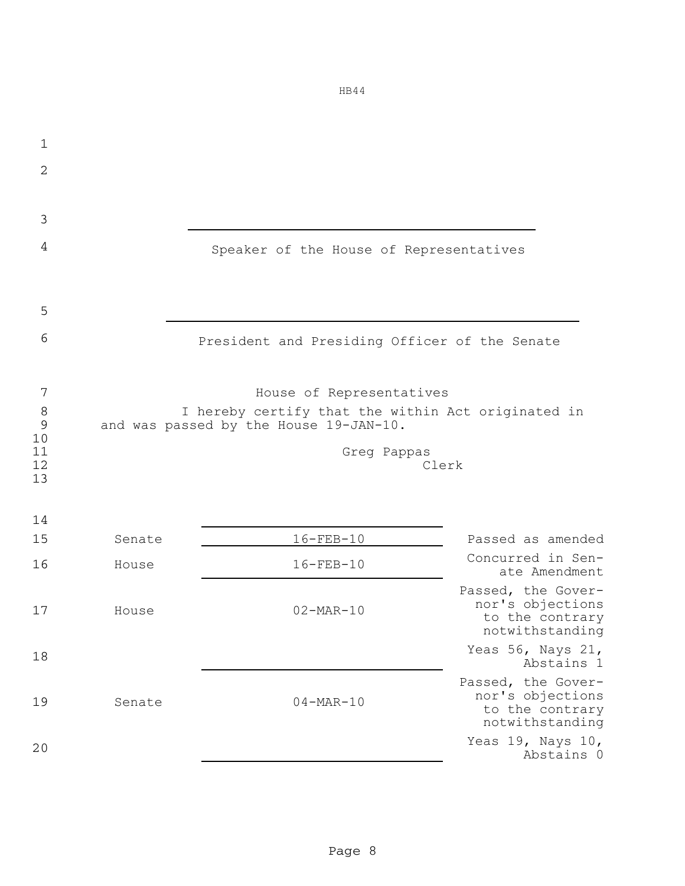Speaker of the House of Representatives

President and Presiding Officer of the Senate

House of Representatives

I hereby certify that the within Act originated in and was passed by the House 19-JAN-10.

Greg Pappas
Clerk

| | | |
|---|---|---|
| Senate | 16-FEB-10 | Passed as amended |
| House | 16-FEB-10 | Concurred in Senate Amendment |
| House | 02-MAR-10 | Passed, the Governor's objections to the contrary notwithstanding |
| | | Yeas 56, Nays 21, Abstains 1 |
| Senate | 04-MAR-10 | Passed, the Governor's objections to the contrary notwithstanding |
| | | Yeas 19, Nays 10, Abstains 0 |